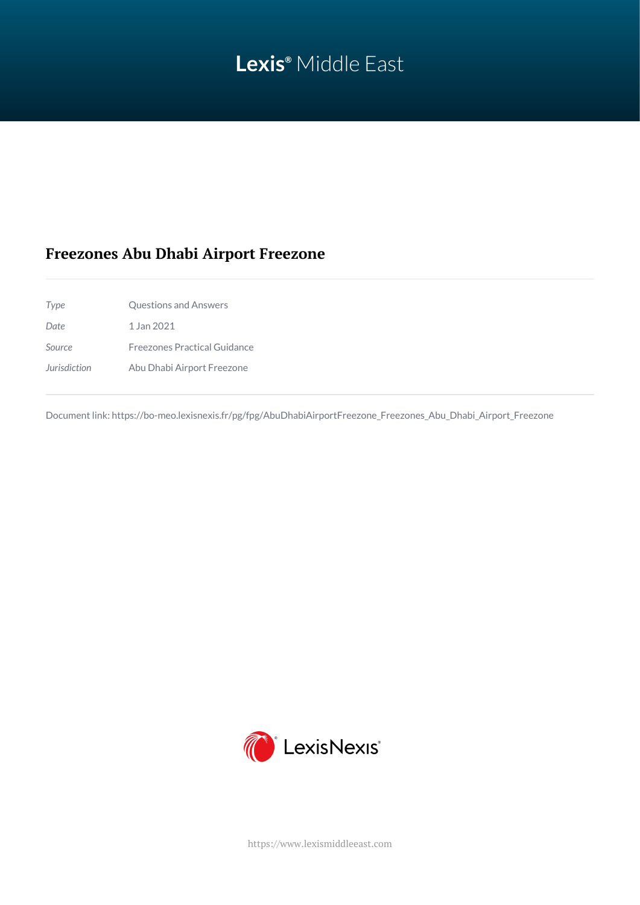Lexis® Middle East

# Freezones Abu Dhabi Airport Freezone

| | |
|---|---|
| *Type* | Questions and Answers |
| *Date* | 1 Jan 2021 |
| *Source* | Freezones Practical Guidance |
| *Jurisdiction* | Abu Dhabi Airport Freezone |

Document link: https://bo-meo.lexisnexis.fr/pg/fpg/AbuDhabiAirportFreezone_Freezones_Abu_Dhabi_Airport_Freezone

LexisNexis®

https://www.lexismiddleeast.com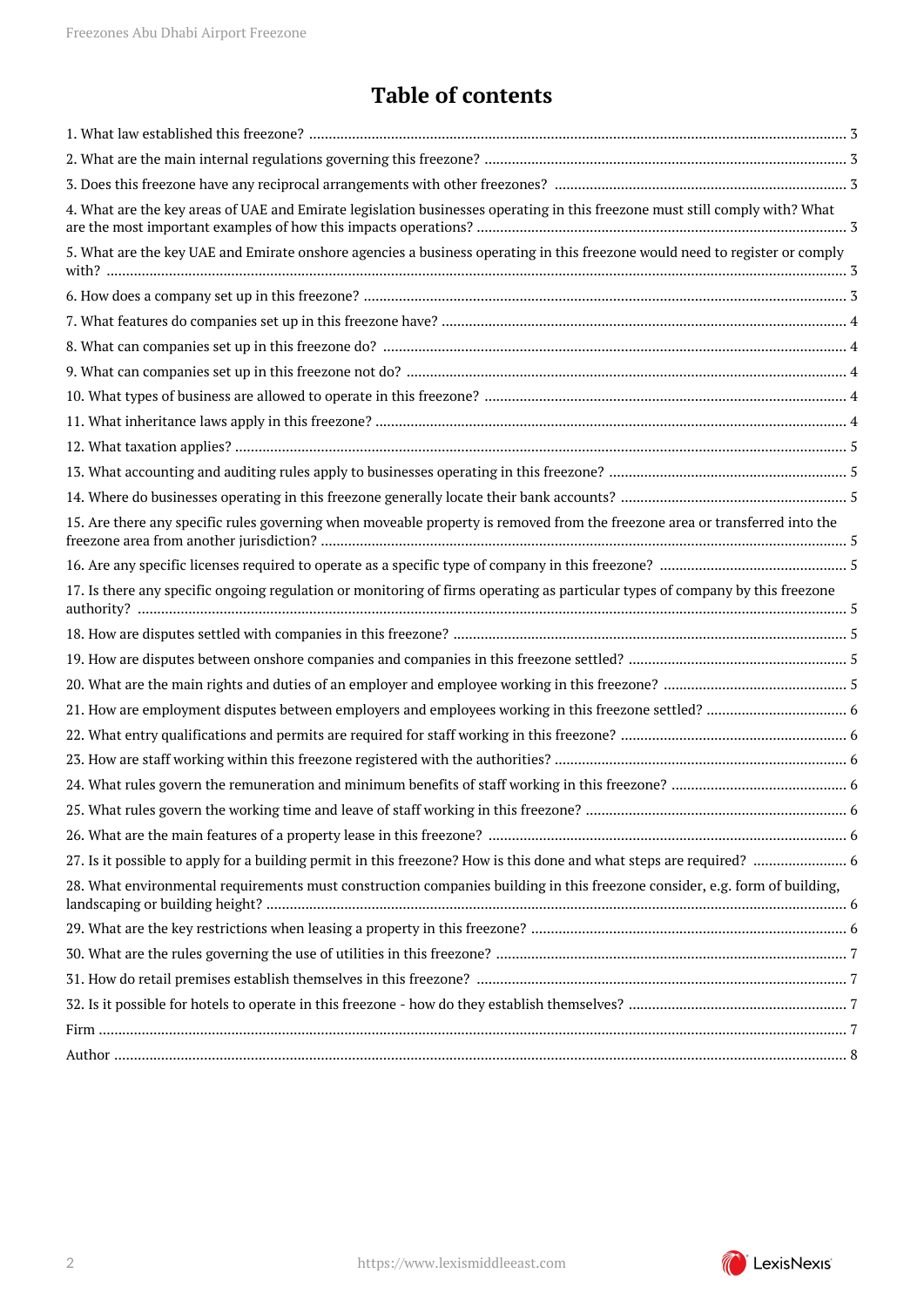# Table of contents

1. What law established this freezone? ........ 3
2. What are the main internal regulations governing this freezone? ........ 3
3. Does this freezone have any reciprocal arrangements with other freezones? ........ 3
4. What are the key areas of UAE and Emirate legislation businesses operating in this freezone must still comply with? What are the most important examples of how this impacts operations? ........ 3
5. What are the key UAE and Emirate onshore agencies a business operating in this freezone would need to register or comply with? ........ 3
6. How does a company set up in this freezone? ........ 3
7. What features do companies set up in this freezone have? ........ 4
8. What can companies set up in this freezone do? ........ 4
9. What can companies set up in this freezone not do? ........ 4
10. What types of business are allowed to operate in this freezone? ........ 4
11. What inheritance laws apply in this freezone? ........ 4
12. What taxation applies? ........ 5
13. What accounting and auditing rules apply to businesses operating in this freezone? ........ 5
14. Where do businesses operating in this freezone generally locate their bank accounts? ........ 5
15. Are there any specific rules governing when moveable property is removed from the freezone area or transferred into the freezone area from another jurisdiction? ........ 5
16. Are any specific licenses required to operate as a specific type of company in this freezone? ........ 5
17. Is there any specific ongoing regulation or monitoring of firms operating as particular types of company by this freezone authority? ........ 5
18. How are disputes settled with companies in this freezone? ........ 5
19. How are disputes between onshore companies and companies in this freezone settled? ........ 5
20. What are the main rights and duties of an employer and employee working in this freezone? ........ 5
21. How are employment disputes between employers and employees working in this freezone settled? ........ 6
22. What entry qualifications and permits are required for staff working in this freezone? ........ 6
23. How are staff working within this freezone registered with the authorities? ........ 6
24. What rules govern the remuneration and minimum benefits of staff working in this freezone? ........ 6
25. What rules govern the working time and leave of staff working in this freezone? ........ 6
26. What are the main features of a property lease in this freezone? ........ 6
27. Is it possible to apply for a building permit in this freezone? How is this done and what steps are required? ........ 6
28. What environmental requirements must construction companies building in this freezone consider, e.g. form of building, landscaping or building height? ........ 6
29. What are the key restrictions when leasing a property in this freezone? ........ 6
30. What are the rules governing the use of utilities in this freezone? ........ 7
31. How do retail premises establish themselves in this freezone? ........ 7
32. Is it possible for hotels to operate in this freezone - how do they establish themselves? ........ 7

Firm ........ 7

Author ........ 8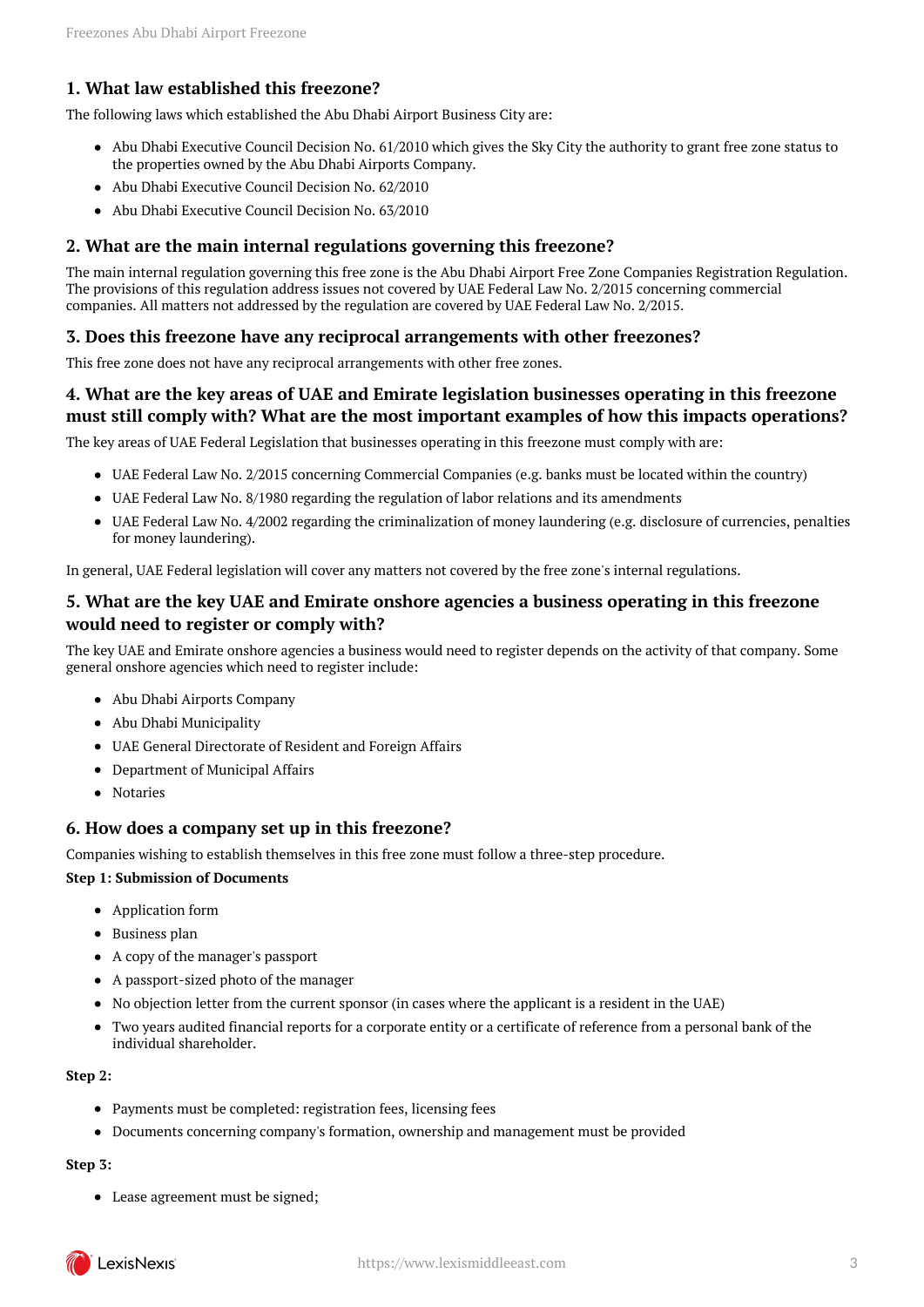## 1. What law established this freezone?

The following laws which established the Abu Dhabi Airport Business City are:

- Abu Dhabi Executive Council Decision No. 61/2010 which gives the Sky City the authority to grant free zone status to the properties owned by the Abu Dhabi Airports Company.
- Abu Dhabi Executive Council Decision No. 62/2010
- Abu Dhabi Executive Council Decision No. 63/2010

## 2. What are the main internal regulations governing this freezone?

The main internal regulation governing this free zone is the Abu Dhabi Airport Free Zone Companies Registration Regulation. The provisions of this regulation address issues not covered by UAE Federal Law No. 2/2015 concerning commercial companies. All matters not addressed by the regulation are covered by UAE Federal Law No. 2/2015.

## 3. Does this freezone have any reciprocal arrangements with other freezones?

This free zone does not have any reciprocal arrangements with other free zones.

## 4. What are the key areas of UAE and Emirate legislation businesses operating in this freezone must still comply with? What are the most important examples of how this impacts operations?

The key areas of UAE Federal Legislation that businesses operating in this freezone must comply with are:

- UAE Federal Law No. 2/2015 concerning Commercial Companies (e.g. banks must be located within the country)
- UAE Federal Law No. 8/1980 regarding the regulation of labor relations and its amendments
- UAE Federal Law No. 4/2002 regarding the criminalization of money laundering (e.g. disclosure of currencies, penalties for money laundering).

In general, UAE Federal legislation will cover any matters not covered by the free zone's internal regulations.

## 5. What are the key UAE and Emirate onshore agencies a business operating in this freezone would need to register or comply with?

The key UAE and Emirate onshore agencies a business would need to register depends on the activity of that company. Some general onshore agencies which need to register include:

- Abu Dhabi Airports Company
- Abu Dhabi Municipality
- UAE General Directorate of Resident and Foreign Affairs
- Department of Municipal Affairs
- Notaries

## 6. How does a company set up in this freezone?

Companies wishing to establish themselves in this free zone must follow a three-step procedure.

**Step 1: Submission of Documents**

- Application form
- Business plan
- A copy of the manager's passport
- A passport-sized photo of the manager
- No objection letter from the current sponsor (in cases where the applicant is a resident in the UAE)
- Two years audited financial reports for a corporate entity or a certificate of reference from a personal bank of the individual shareholder.

**Step 2:**

- Payments must be completed: registration fees, licensing fees
- Documents concerning company's formation, ownership and management must be provided

**Step 3:**

- Lease agreement must be signed;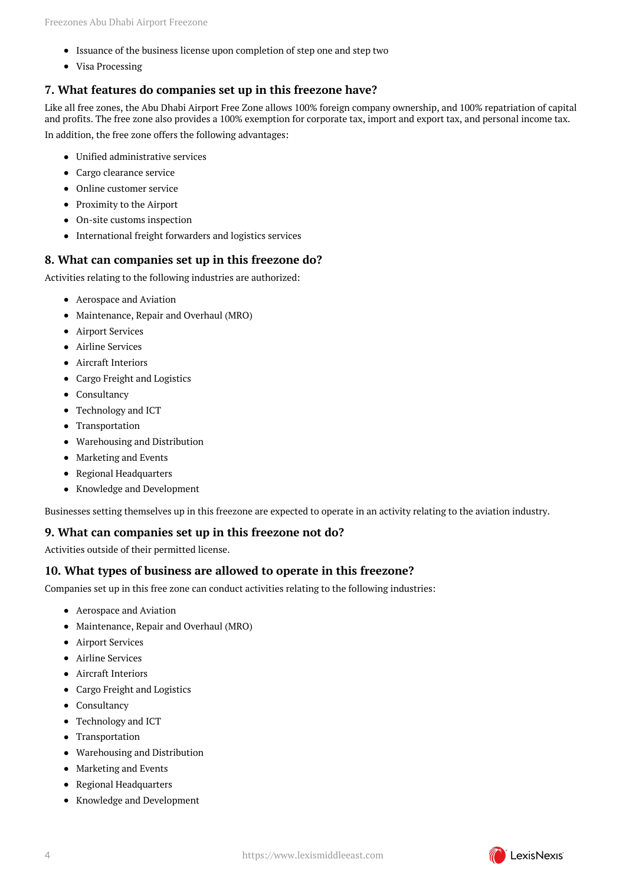- Issuance of the business license upon completion of step one and step two
- Visa Processing

## 7. What features do companies set up in this freezone have?

Like all free zones, the Abu Dhabi Airport Free Zone allows 100% foreign company ownership, and 100% repatriation of capital and profits. The free zone also provides a 100% exemption for corporate tax, import and export tax, and personal income tax.

In addition, the free zone offers the following advantages:

- Unified administrative services
- Cargo clearance service
- Online customer service
- Proximity to the Airport
- On-site customs inspection
- International freight forwarders and logistics services

## 8. What can companies set up in this freezone do?

Activities relating to the following industries are authorized:

- Aerospace and Aviation
- Maintenance, Repair and Overhaul (MRO)
- Airport Services
- Airline Services
- Aircraft Interiors
- Cargo Freight and Logistics
- Consultancy
- Technology and ICT
- Transportation
- Warehousing and Distribution
- Marketing and Events
- Regional Headquarters
- Knowledge and Development

Businesses setting themselves up in this freezone are expected to operate in an activity relating to the aviation industry.

## 9. What can companies set up in this freezone not do?

Activities outside of their permitted license.

## 10. What types of business are allowed to operate in this freezone?

Companies set up in this free zone can conduct activities relating to the following industries:

- Aerospace and Aviation
- Maintenance, Repair and Overhaul (MRO)
- Airport Services
- Airline Services
- Aircraft Interiors
- Cargo Freight and Logistics
- Consultancy
- Technology and ICT
- Transportation
- Warehousing and Distribution
- Marketing and Events
- Regional Headquarters
- Knowledge and Development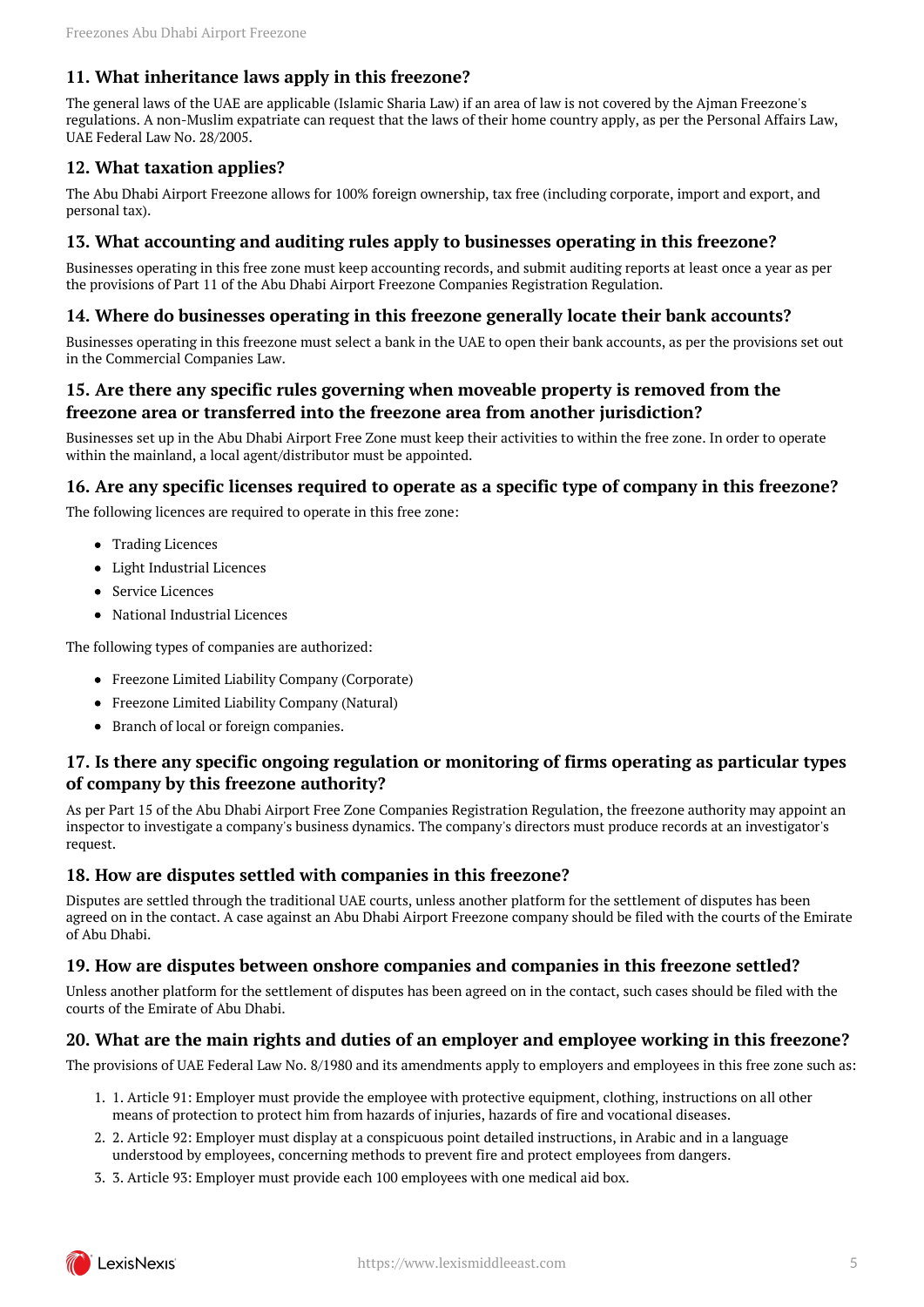### 11. What inheritance laws apply in this freezone?

The general laws of the UAE are applicable (Islamic Sharia Law) if an area of law is not covered by the Ajman Freezone's regulations. A non-Muslim expatriate can request that the laws of their home country apply, as per the Personal Affairs Law, UAE Federal Law No. 28/2005.

### 12. What taxation applies?

The Abu Dhabi Airport Freezone allows for 100% foreign ownership, tax free (including corporate, import and export, and personal tax).

### 13. What accounting and auditing rules apply to businesses operating in this freezone?

Businesses operating in this free zone must keep accounting records, and submit auditing reports at least once a year as per the provisions of Part 11 of the Abu Dhabi Airport Freezone Companies Registration Regulation.

### 14. Where do businesses operating in this freezone generally locate their bank accounts?

Businesses operating in this freezone must select a bank in the UAE to open their bank accounts, as per the provisions set out in the Commercial Companies Law.

### 15. Are there any specific rules governing when moveable property is removed from the freezone area or transferred into the freezone area from another jurisdiction?

Businesses set up in the Abu Dhabi Airport Free Zone must keep their activities to within the free zone. In order to operate within the mainland, a local agent/distributor must be appointed.

### 16. Are any specific licenses required to operate as a specific type of company in this freezone?

The following licences are required to operate in this free zone:

- Trading Licences
- Light Industrial Licences
- Service Licences
- National Industrial Licences

The following types of companies are authorized:

- Freezone Limited Liability Company (Corporate)
- Freezone Limited Liability Company (Natural)
- Branch of local or foreign companies.

### 17. Is there any specific ongoing regulation or monitoring of firms operating as particular types of company by this freezone authority?

As per Part 15 of the Abu Dhabi Airport Free Zone Companies Registration Regulation, the freezone authority may appoint an inspector to investigate a company's business dynamics. The company's directors must produce records at an investigator's request.

### 18. How are disputes settled with companies in this freezone?

Disputes are settled through the traditional UAE courts, unless another platform for the settlement of disputes has been agreed on in the contact. A case against an Abu Dhabi Airport Freezone company should be filed with the courts of the Emirate of Abu Dhabi.

### 19. How are disputes between onshore companies and companies in this freezone settled?

Unless another platform for the settlement of disputes has been agreed on in the contact, such cases should be filed with the courts of the Emirate of Abu Dhabi.

### 20. What are the main rights and duties of an employer and employee working in this freezone?

The provisions of UAE Federal Law No. 8/1980 and its amendments apply to employers and employees in this free zone such as:

1. 1. Article 91: Employer must provide the employee with protective equipment, clothing, instructions on all other means of protection to protect him from hazards of injuries, hazards of fire and vocational diseases.
2. 2. Article 92: Employer must display at a conspicuous point detailed instructions, in Arabic and in a language understood by employees, concerning methods to prevent fire and protect employees from dangers.
3. 3. Article 93: Employer must provide each 100 employees with one medical aid box.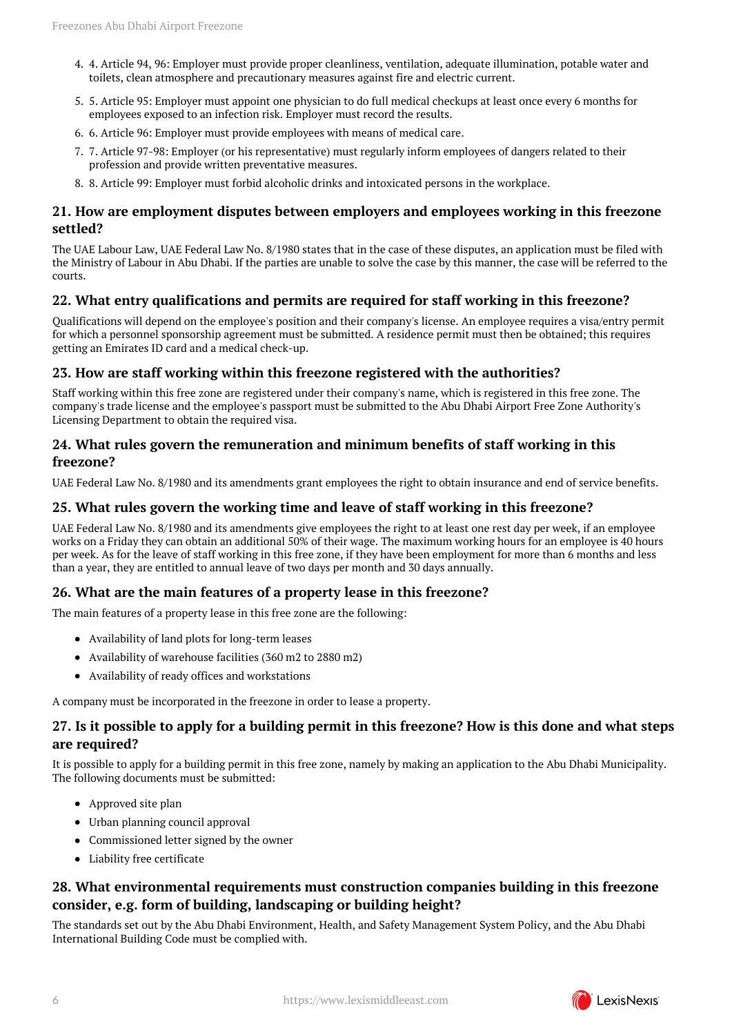4. 4. Article 94, 96: Employer must provide proper cleanliness, ventilation, adequate illumination, potable water and toilets, clean atmosphere and precautionary measures against fire and electric current.
5. 5. Article 95: Employer must appoint one physician to do full medical checkups at least once every 6 months for employees exposed to an infection risk. Employer must record the results.
6. 6. Article 96: Employer must provide employees with means of medical care.
7. 7. Article 97-98: Employer (or his representative) must regularly inform employees of dangers related to their profession and provide written preventative measures.
8. 8. Article 99: Employer must forbid alcoholic drinks and intoxicated persons in the workplace.

### 21. How are employment disputes between employers and employees working in this freezone settled?

The UAE Labour Law, UAE Federal Law No. 8/1980 states that in the case of these disputes, an application must be filed with the Ministry of Labour in Abu Dhabi. If the parties are unable to solve the case by this manner, the case will be referred to the courts.

### 22. What entry qualifications and permits are required for staff working in this freezone?

Qualifications will depend on the employee's position and their company's license. An employee requires a visa/entry permit for which a personnel sponsorship agreement must be submitted. A residence permit must then be obtained; this requires getting an Emirates ID card and a medical check-up.

### 23. How are staff working within this freezone registered with the authorities?

Staff working within this free zone are registered under their company's name, which is registered in this free zone. The company's trade license and the employee's passport must be submitted to the Abu Dhabi Airport Free Zone Authority's Licensing Department to obtain the required visa.

### 24. What rules govern the remuneration and minimum benefits of staff working in this freezone?

UAE Federal Law No. 8/1980 and its amendments grant employees the right to obtain insurance and end of service benefits.

### 25. What rules govern the working time and leave of staff working in this freezone?

UAE Federal Law No. 8/1980 and its amendments give employees the right to at least one rest day per week, if an employee works on a Friday they can obtain an additional 50% of their wage. The maximum working hours for an employee is 40 hours per week. As for the leave of staff working in this free zone, if they have been employment for more than 6 months and less than a year, they are entitled to annual leave of two days per month and 30 days annually.

### 26. What are the main features of a property lease in this freezone?

The main features of a property lease in this free zone are the following:

- Availability of land plots for long-term leases
- Availability of warehouse facilities (360 m2 to 2880 m2)
- Availability of ready offices and workstations

A company must be incorporated in the freezone in order to lease a property.

### 27. Is it possible to apply for a building permit in this freezone? How is this done and what steps are required?

It is possible to apply for a building permit in this free zone, namely by making an application to the Abu Dhabi Municipality. The following documents must be submitted:

- Approved site plan
- Urban planning council approval
- Commissioned letter signed by the owner
- Liability free certificate

### 28. What environmental requirements must construction companies building in this freezone consider, e.g. form of building, landscaping or building height?

The standards set out by the Abu Dhabi Environment, Health, and Safety Management System Policy, and the Abu Dhabi International Building Code must be complied with.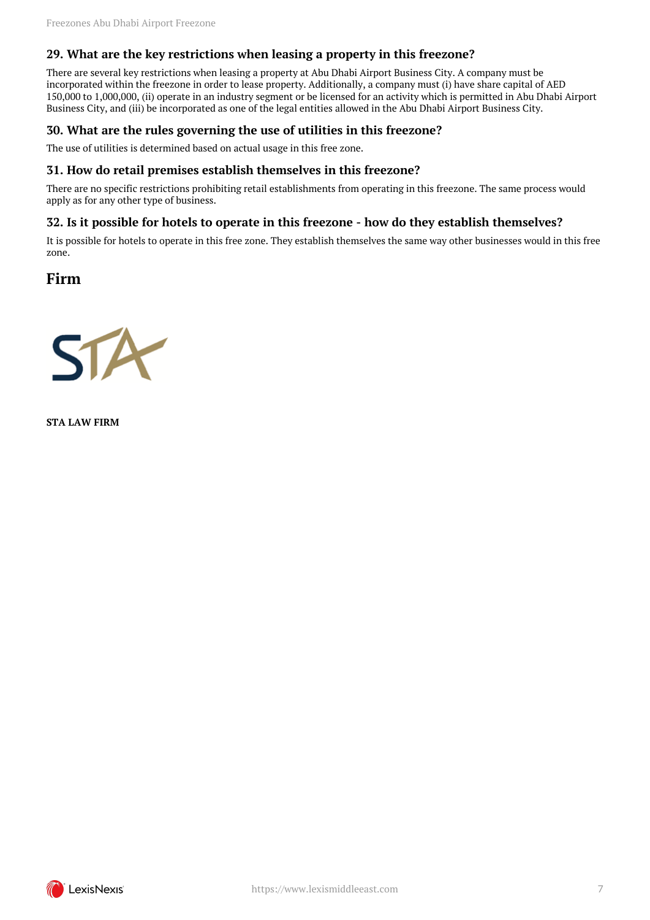### 29. What are the key restrictions when leasing a property in this freezone?

There are several key restrictions when leasing a property at Abu Dhabi Airport Business City. A company must be incorporated within the freezone in order to lease property. Additionally, a company must (i) have share capital of AED 150,000 to 1,000,000, (ii) operate in an industry segment or be licensed for an activity which is permitted in Abu Dhabi Airport Business City, and (iii) be incorporated as one of the legal entities allowed in the Abu Dhabi Airport Business City.

### 30. What are the rules governing the use of utilities in this freezone?

The use of utilities is determined based on actual usage in this free zone.

### 31. How do retail premises establish themselves in this freezone?

There are no specific restrictions prohibiting retail establishments from operating in this freezone. The same process would apply as for any other type of business.

### 32. Is it possible for hotels to operate in this freezone - how do they establish themselves?

It is possible for hotels to operate in this free zone. They establish themselves the same way other businesses would in this free zone.

## Firm

**STA LAW FIRM**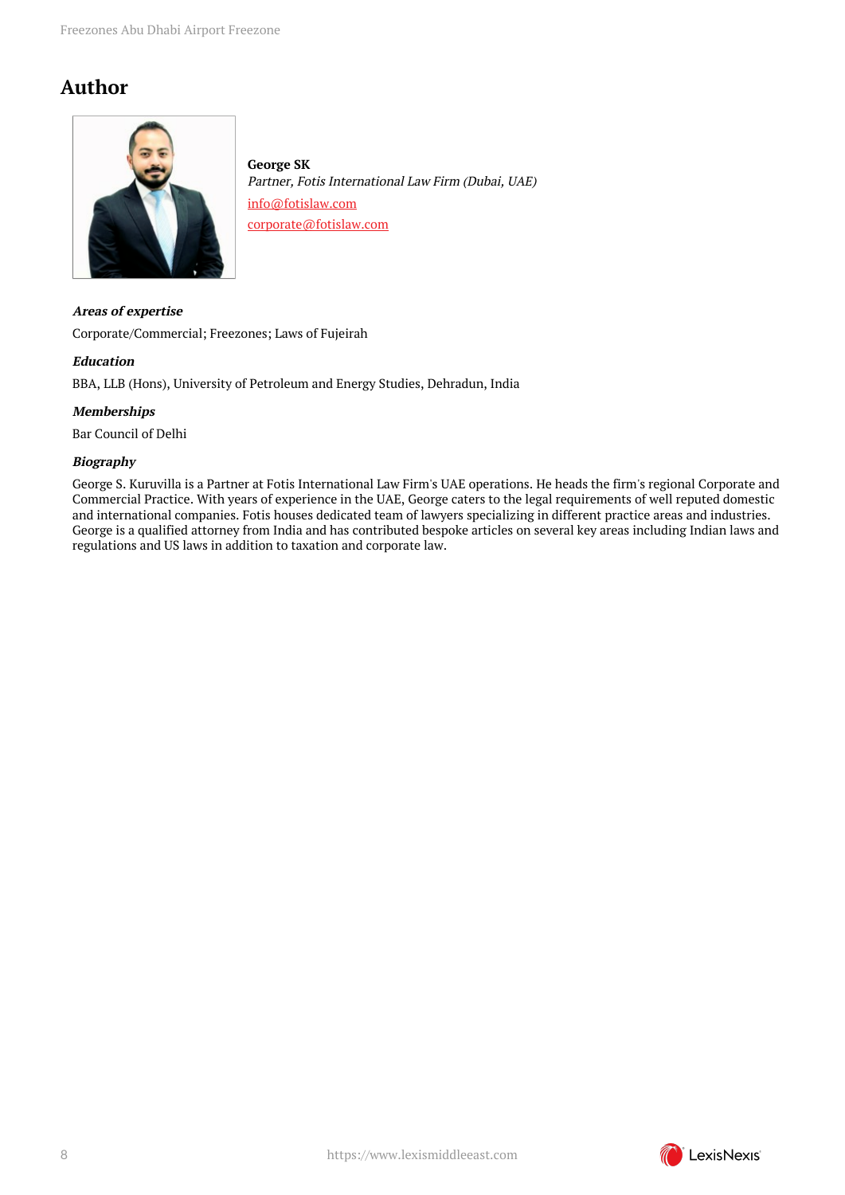# Author

**George SK**
*Partner, Fotis International Law Firm (Dubai, UAE)*
info@fotislaw.com
corporate@fotislaw.com

***Areas of expertise***

Corporate/Commercial; Freezones; Laws of Fujeirah

***Education***

BBA, LLB (Hons), University of Petroleum and Energy Studies, Dehradun, India

***Memberships***

Bar Council of Delhi

***Biography***

George S. Kuruvilla is a Partner at Fotis International Law Firm's UAE operations. He heads the firm's regional Corporate and Commercial Practice. With years of experience in the UAE, George caters to the legal requirements of well reputed domestic and international companies. Fotis houses dedicated team of lawyers specializing in different practice areas and industries. George is a qualified attorney from India and has contributed bespoke articles on several key areas including Indian laws and regulations and US laws in addition to taxation and corporate law.